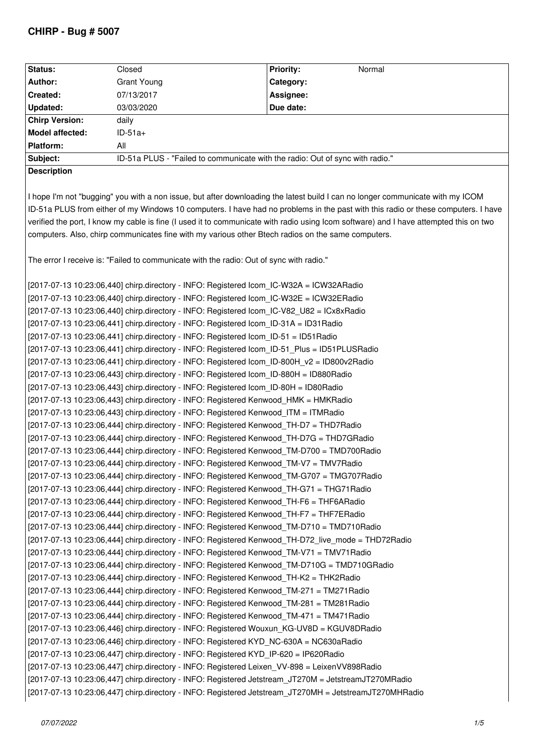# CHIRP - Bug # 5007

| Status: | Closed | Priority: | Normal |
|---|---|---|---|
| Author: | Grant Young | Category: | |
| Created: | 07/13/2017 | Assignee: | |
| Updated: | 03/03/2020 | Due date: | |
| Chirp Version: | daily | | |
| Model affected: | ID-51a+ | | |
| Platform: | All | | |
| Subject: | ID-51a PLUS - "Failed to communicate with the radio: Out of sync with radio." | | |

**Description**

I hope I'm not "bugging" you with a non issue, but after downloading the latest build I can no longer communicate with my ICOM ID-51a PLUS from either of my Windows 10 computers. I have had no problems in the past with this radio or these computers. I have verified the port, I know my cable is fine (I used it to communicate with radio using Icom software) and I have attempted this on two computers. Also, chirp communicates fine with my various other Btech radios on the same computers.

The error I receive is: "Failed to communicate with the radio: Out of sync with radio."

```
[2017-07-13 10:23:06,440] chirp.directory - INFO: Registered Icom_IC-W32A = ICW32ARadio
[2017-07-13 10:23:06,440] chirp.directory - INFO: Registered Icom_IC-W32E = ICW32ERadio
[2017-07-13 10:23:06,440] chirp.directory - INFO: Registered Icom_IC-V82_U82 = ICx8xRadio
[2017-07-13 10:23:06,441] chirp.directory - INFO: Registered Icom_ID-31A = ID31Radio
[2017-07-13 10:23:06,441] chirp.directory - INFO: Registered Icom_ID-51 = ID51Radio
[2017-07-13 10:23:06,441] chirp.directory - INFO: Registered Icom_ID-51_Plus = ID51PLUSRadio
[2017-07-13 10:23:06,441] chirp.directory - INFO: Registered Icom_ID-800H_v2 = ID800v2Radio
[2017-07-13 10:23:06,443] chirp.directory - INFO: Registered Icom_ID-880H = ID880Radio
[2017-07-13 10:23:06,443] chirp.directory - INFO: Registered Icom_ID-80H = ID80Radio
[2017-07-13 10:23:06,443] chirp.directory - INFO: Registered Kenwood_HMK = HMKRadio
[2017-07-13 10:23:06,443] chirp.directory - INFO: Registered Kenwood_ITM = ITMRadio
[2017-07-13 10:23:06,444] chirp.directory - INFO: Registered Kenwood_TH-D7 = THD7Radio
[2017-07-13 10:23:06,444] chirp.directory - INFO: Registered Kenwood_TH-D7G = THD7GRadio
[2017-07-13 10:23:06,444] chirp.directory - INFO: Registered Kenwood_TM-D700 = TMD700Radio
[2017-07-13 10:23:06,444] chirp.directory - INFO: Registered Kenwood_TM-V7 = TMV7Radio
[2017-07-13 10:23:06,444] chirp.directory - INFO: Registered Kenwood_TM-G707 = TMG707Radio
[2017-07-13 10:23:06,444] chirp.directory - INFO: Registered Kenwood_TH-G71 = THG71Radio
[2017-07-13 10:23:06,444] chirp.directory - INFO: Registered Kenwood_TH-F6 = THF6ARadio
[2017-07-13 10:23:06,444] chirp.directory - INFO: Registered Kenwood_TH-F7 = THF7ERadio
[2017-07-13 10:23:06,444] chirp.directory - INFO: Registered Kenwood_TM-D710 = TMD710Radio
[2017-07-13 10:23:06,444] chirp.directory - INFO: Registered Kenwood_TH-D72_live_mode = THD72Radio
[2017-07-13 10:23:06,444] chirp.directory - INFO: Registered Kenwood_TM-V71 = TMV71Radio
[2017-07-13 10:23:06,444] chirp.directory - INFO: Registered Kenwood_TM-D710G = TMD710GRadio
[2017-07-13 10:23:06,444] chirp.directory - INFO: Registered Kenwood_TH-K2 = THK2Radio
[2017-07-13 10:23:06,444] chirp.directory - INFO: Registered Kenwood_TM-271 = TM271Radio
[2017-07-13 10:23:06,444] chirp.directory - INFO: Registered Kenwood_TM-281 = TM281Radio
[2017-07-13 10:23:06,444] chirp.directory - INFO: Registered Kenwood_TM-471 = TM471Radio
[2017-07-13 10:23:06,446] chirp.directory - INFO: Registered Wouxun_KG-UV8D = KGUV8DRadio
[2017-07-13 10:23:06,446] chirp.directory - INFO: Registered KYD_NC-630A = NC630aRadio
[2017-07-13 10:23:06,447] chirp.directory - INFO: Registered KYD_IP-620 = IP620Radio
[2017-07-13 10:23:06,447] chirp.directory - INFO: Registered Leixen_VV-898 = LeixenVV898Radio
[2017-07-13 10:23:06,447] chirp.directory - INFO: Registered Jetstream_JT270M = JetstreamJT270MRadio
[2017-07-13 10:23:06,447] chirp.directory - INFO: Registered Jetstream_JT270MH = JetstreamJT270MHRadio
```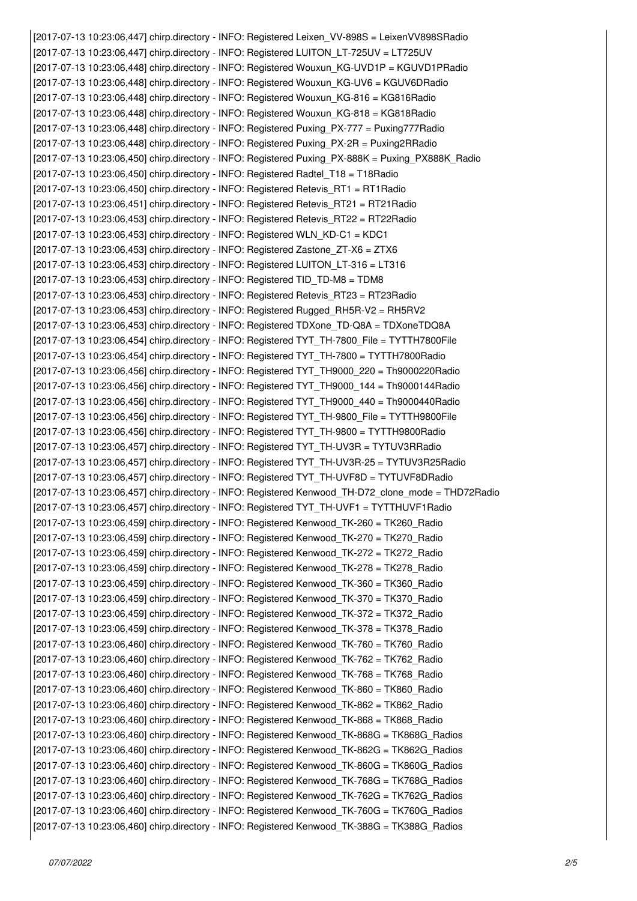```
[2017-07-13 10:23:06,447] chirp.directory - INFO: Registered Leixen_VV-898S = LeixenVV898SRadio
[2017-07-13 10:23:06,447] chirp.directory - INFO: Registered LUITON_LT-725UV = LT725UV
[2017-07-13 10:23:06,448] chirp.directory - INFO: Registered Wouxun_KG-UVD1P = KGUVD1PRadio
[2017-07-13 10:23:06,448] chirp.directory - INFO: Registered Wouxun_KG-UV6 = KGUV6DRadio
[2017-07-13 10:23:06,448] chirp.directory - INFO: Registered Wouxun_KG-816 = KG816Radio
[2017-07-13 10:23:06,448] chirp.directory - INFO: Registered Wouxun_KG-818 = KG818Radio
[2017-07-13 10:23:06,448] chirp.directory - INFO: Registered Puxing_PX-777 = Puxing777Radio
[2017-07-13 10:23:06,448] chirp.directory - INFO: Registered Puxing_PX-2R = Puxing2RRadio
[2017-07-13 10:23:06,450] chirp.directory - INFO: Registered Puxing_PX-888K = Puxing_PX888K_Radio
[2017-07-13 10:23:06,450] chirp.directory - INFO: Registered Radtel_T18 = T18Radio
[2017-07-13 10:23:06,450] chirp.directory - INFO: Registered Retevis_RT1 = RT1Radio
[2017-07-13 10:23:06,451] chirp.directory - INFO: Registered Retevis_RT21 = RT21Radio
[2017-07-13 10:23:06,453] chirp.directory - INFO: Registered Retevis_RT22 = RT22Radio
[2017-07-13 10:23:06,453] chirp.directory - INFO: Registered WLN_KD-C1 = KDC1
[2017-07-13 10:23:06,453] chirp.directory - INFO: Registered Zastone_ZT-X6 = ZTX6
[2017-07-13 10:23:06,453] chirp.directory - INFO: Registered LUITON_LT-316 = LT316
[2017-07-13 10:23:06,453] chirp.directory - INFO: Registered TID_TD-M8 = TDM8
[2017-07-13 10:23:06,453] chirp.directory - INFO: Registered Retevis_RT23 = RT23Radio
[2017-07-13 10:23:06,453] chirp.directory - INFO: Registered Rugged_RH5R-V2 = RH5RV2
[2017-07-13 10:23:06,453] chirp.directory - INFO: Registered TDXone_TD-Q8A = TDXoneTDQ8A
[2017-07-13 10:23:06,454] chirp.directory - INFO: Registered TYT_TH-7800_File = TYTTH7800File
[2017-07-13 10:23:06,454] chirp.directory - INFO: Registered TYT_TH-7800 = TYTTH7800Radio
[2017-07-13 10:23:06,456] chirp.directory - INFO: Registered TYT_TH9000_220 = Th9000220Radio
[2017-07-13 10:23:06,456] chirp.directory - INFO: Registered TYT_TH9000_144 = Th9000144Radio
[2017-07-13 10:23:06,456] chirp.directory - INFO: Registered TYT_TH9000_440 = Th9000440Radio
[2017-07-13 10:23:06,456] chirp.directory - INFO: Registered TYT_TH-9800_File = TYTTH9800File
[2017-07-13 10:23:06,456] chirp.directory - INFO: Registered TYT_TH-9800 = TYTTH9800Radio
[2017-07-13 10:23:06,457] chirp.directory - INFO: Registered TYT_TH-UV3R = TYTUV3RRadio
[2017-07-13 10:23:06,457] chirp.directory - INFO: Registered TYT_TH-UV3R-25 = TYTUV3R25Radio
[2017-07-13 10:23:06,457] chirp.directory - INFO: Registered TYT_TH-UVF8D = TYTUVF8DRadio
[2017-07-13 10:23:06,457] chirp.directory - INFO: Registered Kenwood_TH-D72_clone_mode = THD72Radio
[2017-07-13 10:23:06,457] chirp.directory - INFO: Registered TYT_TH-UVF1 = TYTTHUVF1Radio
[2017-07-13 10:23:06,459] chirp.directory - INFO: Registered Kenwood_TK-260 = TK260_Radio
[2017-07-13 10:23:06,459] chirp.directory - INFO: Registered Kenwood_TK-270 = TK270_Radio
[2017-07-13 10:23:06,459] chirp.directory - INFO: Registered Kenwood_TK-272 = TK272_Radio
[2017-07-13 10:23:06,459] chirp.directory - INFO: Registered Kenwood_TK-278 = TK278_Radio
[2017-07-13 10:23:06,459] chirp.directory - INFO: Registered Kenwood_TK-360 = TK360_Radio
[2017-07-13 10:23:06,459] chirp.directory - INFO: Registered Kenwood_TK-370 = TK370_Radio
[2017-07-13 10:23:06,459] chirp.directory - INFO: Registered Kenwood_TK-372 = TK372_Radio
[2017-07-13 10:23:06,459] chirp.directory - INFO: Registered Kenwood_TK-378 = TK378_Radio
[2017-07-13 10:23:06,460] chirp.directory - INFO: Registered Kenwood_TK-760 = TK760_Radio
[2017-07-13 10:23:06,460] chirp.directory - INFO: Registered Kenwood_TK-762 = TK762_Radio
[2017-07-13 10:23:06,460] chirp.directory - INFO: Registered Kenwood_TK-768 = TK768_Radio
[2017-07-13 10:23:06,460] chirp.directory - INFO: Registered Kenwood_TK-860 = TK860_Radio
[2017-07-13 10:23:06,460] chirp.directory - INFO: Registered Kenwood_TK-862 = TK862_Radio
[2017-07-13 10:23:06,460] chirp.directory - INFO: Registered Kenwood_TK-868 = TK868_Radio
[2017-07-13 10:23:06,460] chirp.directory - INFO: Registered Kenwood_TK-868G = TK868G_Radios
[2017-07-13 10:23:06,460] chirp.directory - INFO: Registered Kenwood_TK-862G = TK862G_Radios
[2017-07-13 10:23:06,460] chirp.directory - INFO: Registered Kenwood_TK-860G = TK860G_Radios
[2017-07-13 10:23:06,460] chirp.directory - INFO: Registered Kenwood_TK-768G = TK768G_Radios
[2017-07-13 10:23:06,460] chirp.directory - INFO: Registered Kenwood_TK-762G = TK762G_Radios
[2017-07-13 10:23:06,460] chirp.directory - INFO: Registered Kenwood_TK-760G = TK760G_Radios
[2017-07-13 10:23:06,460] chirp.directory - INFO: Registered Kenwood_TK-388G = TK388G_Radios
```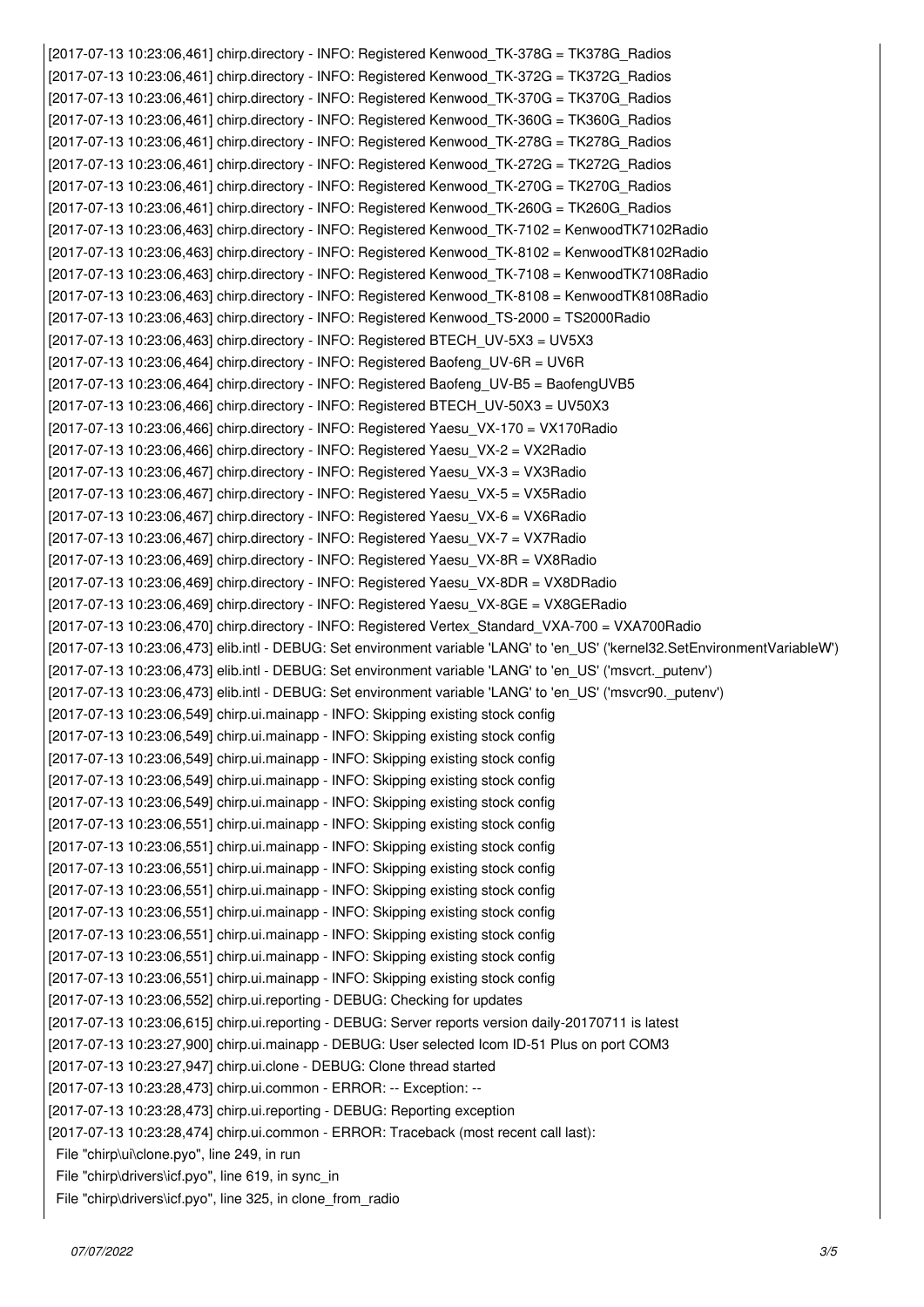```
[2017-07-13 10:23:06,461] chirp.directory - INFO: Registered Kenwood_TK-378G = TK378G_Radios
[2017-07-13 10:23:06,461] chirp.directory - INFO: Registered Kenwood_TK-372G = TK372G_Radios
[2017-07-13 10:23:06,461] chirp.directory - INFO: Registered Kenwood_TK-370G = TK370G_Radios
[2017-07-13 10:23:06,461] chirp.directory - INFO: Registered Kenwood_TK-360G = TK360G_Radios
[2017-07-13 10:23:06,461] chirp.directory - INFO: Registered Kenwood_TK-278G = TK278G_Radios
[2017-07-13 10:23:06,461] chirp.directory - INFO: Registered Kenwood_TK-272G = TK272G_Radios
[2017-07-13 10:23:06,461] chirp.directory - INFO: Registered Kenwood_TK-270G = TK270G_Radios
[2017-07-13 10:23:06,461] chirp.directory - INFO: Registered Kenwood_TK-260G = TK260G_Radios
[2017-07-13 10:23:06,463] chirp.directory - INFO: Registered Kenwood_TK-7102 = KenwoodTK7102Radio
[2017-07-13 10:23:06,463] chirp.directory - INFO: Registered Kenwood_TK-8102 = KenwoodTK8102Radio
[2017-07-13 10:23:06,463] chirp.directory - INFO: Registered Kenwood_TK-7108 = KenwoodTK7108Radio
[2017-07-13 10:23:06,463] chirp.directory - INFO: Registered Kenwood_TK-8108 = KenwoodTK8108Radio
[2017-07-13 10:23:06,463] chirp.directory - INFO: Registered Kenwood_TS-2000 = TS2000Radio
[2017-07-13 10:23:06,463] chirp.directory - INFO: Registered BTECH_UV-5X3 = UV5X3
[2017-07-13 10:23:06,464] chirp.directory - INFO: Registered Baofeng_UV-6R = UV6R
[2017-07-13 10:23:06,464] chirp.directory - INFO: Registered Baofeng_UV-B5 = BaofengUVB5
[2017-07-13 10:23:06,466] chirp.directory - INFO: Registered BTECH_UV-50X3 = UV50X3
[2017-07-13 10:23:06,466] chirp.directory - INFO: Registered Yaesu_VX-170 = VX170Radio
[2017-07-13 10:23:06,466] chirp.directory - INFO: Registered Yaesu_VX-2 = VX2Radio
[2017-07-13 10:23:06,467] chirp.directory - INFO: Registered Yaesu_VX-3 = VX3Radio
[2017-07-13 10:23:06,467] chirp.directory - INFO: Registered Yaesu_VX-5 = VX5Radio
[2017-07-13 10:23:06,467] chirp.directory - INFO: Registered Yaesu_VX-6 = VX6Radio
[2017-07-13 10:23:06,467] chirp.directory - INFO: Registered Yaesu_VX-7 = VX7Radio
[2017-07-13 10:23:06,469] chirp.directory - INFO: Registered Yaesu_VX-8R = VX8Radio
[2017-07-13 10:23:06,469] chirp.directory - INFO: Registered Yaesu_VX-8DR = VX8DRadio
[2017-07-13 10:23:06,469] chirp.directory - INFO: Registered Yaesu_VX-8GE = VX8GERadio
[2017-07-13 10:23:06,470] chirp.directory - INFO: Registered Vertex_Standard_VXA-700 = VXA700Radio
[2017-07-13 10:23:06,473] elib.intl - DEBUG: Set environment variable 'LANG' to 'en_US' ('kernel32.SetEnvironmentVariableW')
[2017-07-13 10:23:06,473] elib.intl - DEBUG: Set environment variable 'LANG' to 'en_US' ('msvcrt._putenv')
[2017-07-13 10:23:06,473] elib.intl - DEBUG: Set environment variable 'LANG' to 'en_US' ('msvcr90._putenv')
[2017-07-13 10:23:06,549] chirp.ui.mainapp - INFO: Skipping existing stock config
[2017-07-13 10:23:06,549] chirp.ui.mainapp - INFO: Skipping existing stock config
[2017-07-13 10:23:06,549] chirp.ui.mainapp - INFO: Skipping existing stock config
[2017-07-13 10:23:06,549] chirp.ui.mainapp - INFO: Skipping existing stock config
[2017-07-13 10:23:06,549] chirp.ui.mainapp - INFO: Skipping existing stock config
[2017-07-13 10:23:06,551] chirp.ui.mainapp - INFO: Skipping existing stock config
[2017-07-13 10:23:06,551] chirp.ui.mainapp - INFO: Skipping existing stock config
[2017-07-13 10:23:06,551] chirp.ui.mainapp - INFO: Skipping existing stock config
[2017-07-13 10:23:06,551] chirp.ui.mainapp - INFO: Skipping existing stock config
[2017-07-13 10:23:06,551] chirp.ui.mainapp - INFO: Skipping existing stock config
[2017-07-13 10:23:06,551] chirp.ui.mainapp - INFO: Skipping existing stock config
[2017-07-13 10:23:06,551] chirp.ui.mainapp - INFO: Skipping existing stock config
[2017-07-13 10:23:06,551] chirp.ui.mainapp - INFO: Skipping existing stock config
[2017-07-13 10:23:06,552] chirp.ui.reporting - DEBUG: Checking for updates
[2017-07-13 10:23:06,615] chirp.ui.reporting - DEBUG: Server reports version daily-20170711 is latest
[2017-07-13 10:23:27,900] chirp.ui.mainapp - DEBUG: User selected Icom ID-51 Plus on port COM3
[2017-07-13 10:23:27,947] chirp.ui.clone - DEBUG: Clone thread started
[2017-07-13 10:23:28,473] chirp.ui.common - ERROR: -- Exception: --
[2017-07-13 10:23:28,473] chirp.ui.reporting - DEBUG: Reporting exception
[2017-07-13 10:23:28,474] chirp.ui.common - ERROR: Traceback (most recent call last):
  File "chirp\ui\clone.pyo", line 249, in run
  File "chirp\drivers\icf.pyo", line 619, in sync_in
  File "chirp\drivers\icf.pyo", line 325, in clone_from_radio
```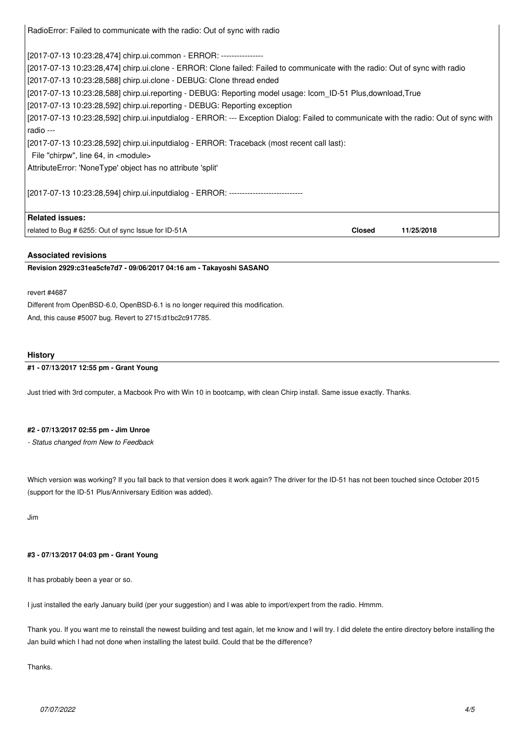RadioError: Failed to communicate with the radio: Out of sync with radio

[2017-07-13 10:23:28,474] chirp.ui.common - ERROR: ----------------
[2017-07-13 10:23:28,474] chirp.ui.clone - ERROR: Clone failed: Failed to communicate with the radio: Out of sync with radio
[2017-07-13 10:23:28,588] chirp.ui.clone - DEBUG: Clone thread ended
[2017-07-13 10:23:28,588] chirp.ui.reporting - DEBUG: Reporting model usage: Icom_ID-51 Plus,download,True
[2017-07-13 10:23:28,592] chirp.ui.reporting - DEBUG: Reporting exception
[2017-07-13 10:23:28,592] chirp.ui.inputdialog - ERROR: --- Exception Dialog: Failed to communicate with the radio: Out of sync with radio ---
[2017-07-13 10:23:28,592] chirp.ui.inputdialog - ERROR: Traceback (most recent call last):
  File "chirpw", line 64, in <module>
AttributeError: 'NoneType' object has no attribute 'split'

[2017-07-13 10:23:28,594] chirp.ui.inputdialog - ERROR: ----------------------------

**Related issues:**

| | | |
|---|---|---|
| related to Bug # 6255: Out of sync Issue for ID-51A | **Closed** | **11/25/2018** |

## Associated revisions

**Revision 2929:c31ea5cfe7d7 - 09/06/2017 04:16 am - Takayoshi SASANO**

revert #4687
Different from OpenBSD-6.0, OpenBSD-6.1 is no longer required this modification.
And, this cause #5007 bug. Revert to 2715:d1bc2c917785.

## History

**#1 - 07/13/2017 12:55 pm - Grant Young**

Just tried with 3rd computer, a Macbook Pro with Win 10 in bootcamp, with clean Chirp install. Same issue exactly. Thanks.

**#2 - 07/13/2017 02:55 pm - Jim Unroe**

*- Status changed from New to Feedback*

Which version was working? If you fall back to that version does it work again? The driver for the ID-51 has not been touched since October 2015 (support for the ID-51 Plus/Anniversary Edition was added).

Jim

**#3 - 07/13/2017 04:03 pm - Grant Young**

It has probably been a year or so.

I just installed the early January build (per your suggestion) and I was able to import/expert from the radio. Hmmm.

Thank you. If you want me to reinstall the newest building and test again, let me know and I will try. I did delete the entire directory before installing the Jan build which I had not done when installing the latest build. Could that be the difference?

Thanks.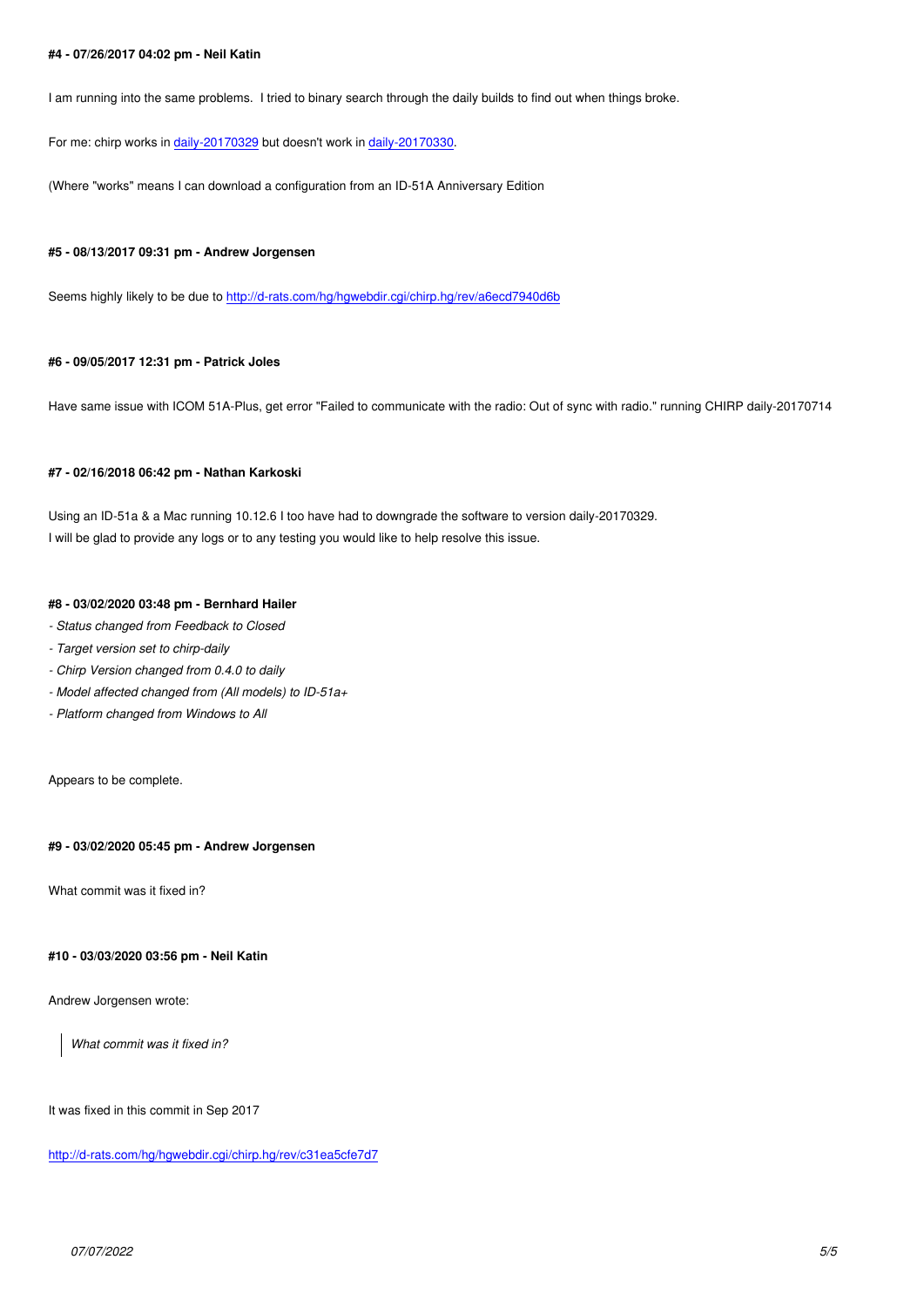#### #4 - 07/26/2017 04:02 pm - Neil Katin

I am running into the same problems. I tried to binary search through the daily builds to find out when things broke.

For me: chirp works in daily-20170329 but doesn't work in daily-20170330.

(Where "works" means I can download a configuration from an ID-51A Anniversary Edition

#### #5 - 08/13/2017 09:31 pm - Andrew Jorgensen

Seems highly likely to be due to http://d-rats.com/hg/hgwebdir.cgi/chirp.hg/rev/a6ecd7940d6b

#### #6 - 09/05/2017 12:31 pm - Patrick Joles

Have same issue with ICOM 51A-Plus, get error "Failed to communicate with the radio: Out of sync with radio." running CHIRP daily-20170714

#### #7 - 02/16/2018 06:42 pm - Nathan Karkoski

Using an ID-51a & a Mac running 10.12.6 I too have had to downgrade the software to version daily-20170329.
I will be glad to provide any logs or to any testing you would like to help resolve this issue.

#### #8 - 03/02/2020 03:48 pm - Bernhard Hailer

- *Status changed from Feedback to Closed*
- *Target version set to chirp-daily*
- *Chirp Version changed from 0.4.0 to daily*
- *Model affected changed from (All models) to ID-51a+*
- *Platform changed from Windows to All*

Appears to be complete.

#### #9 - 03/02/2020 05:45 pm - Andrew Jorgensen

What commit was it fixed in?

#### #10 - 03/03/2020 03:56 pm - Neil Katin

Andrew Jorgensen wrote:

> *What commit was it fixed in?*

It was fixed in this commit in Sep 2017

http://d-rats.com/hg/hgwebdir.cgi/chirp.hg/rev/c31ea5cfe7d7